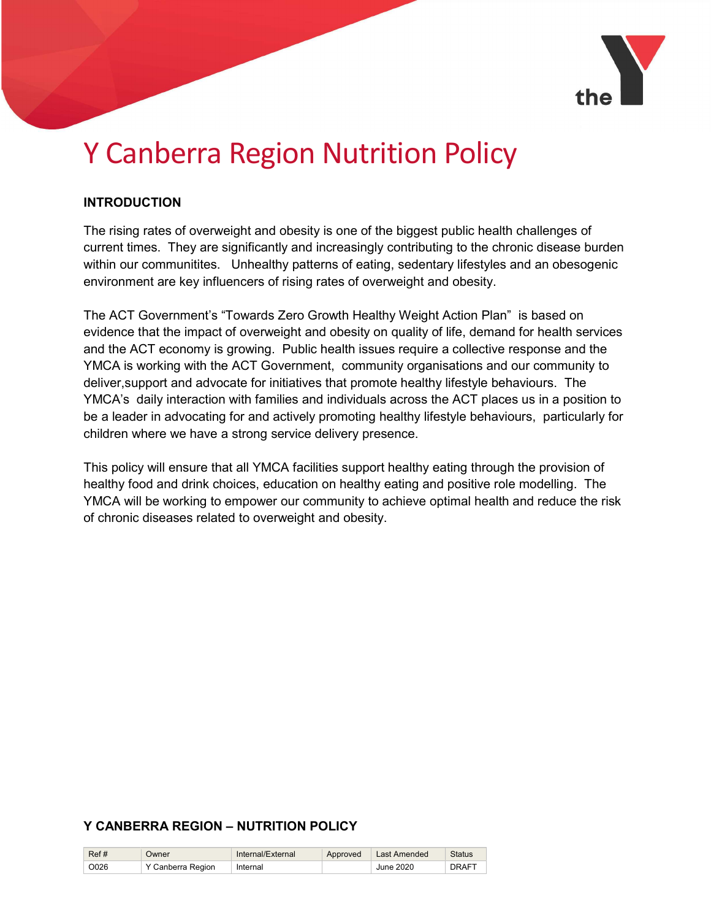# Y Canberra Region Nutrition Policy

## INTRODUCTION

The rising rates of overweight and obesity is one of the biggest public health challenges of current times. They are significantly and increasingly contributing to the chronic disease burden within our communitites. Unhealthy patterns of eating, sedentary lifestyles and an obesogenic environment are key influencers of rising rates of overweight and obesity.

The ACT Government's "Towards Zero Growth Healthy Weight Action Plan" is based on evidence that the impact of overweight and obesity on quality of life, demand for health services and the ACT economy is growing. Public health issues require a collective response and the YMCA is working with the ACT Government, community organisations and our community to deliver,support and advocate for initiatives that promote healthy lifestyle behaviours. The YMCA's daily interaction with families and individuals across the ACT places us in a position to be a leader in advocating for and actively promoting healthy lifestyle behaviours, particularly for children where we have a strong service delivery presence.

This policy will ensure that all YMCA facilities support healthy eating through the provision of healthy food and drink choices, education on healthy eating and positive role modelling. The YMCA will be working to empower our community to achieve optimal health and reduce the risk of chronic diseases related to overweight and obesity.

**Y CANBERRA REGION – NUTRITION POLICY**

| Ref # | Owner | Internal/External | Approved | Last Amended | Status |
|---|---|---|---|---|---|
| O026 | Y Canberra Region | Internal | | June 2020 | DRAFT |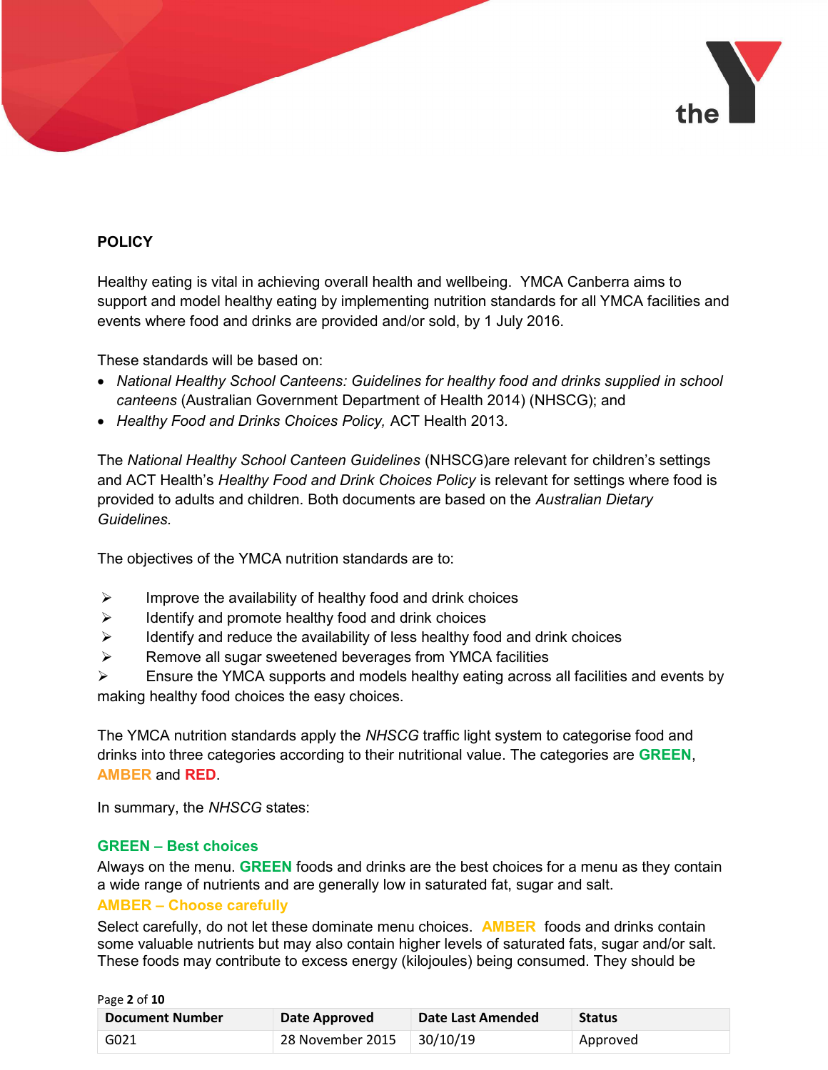**POLICY**

Healthy eating is vital in achieving overall health and wellbeing. YMCA Canberra aims to support and model healthy eating by implementing nutrition standards for all YMCA facilities and events where food and drinks are provided and/or sold, by 1 July 2016.

These standards will be based on:

- *National Healthy School Canteens: Guidelines for healthy food and drinks supplied in school canteens* (Australian Government Department of Health 2014) (NHSCG); and
- *Healthy Food and Drinks Choices Policy,* ACT Health 2013.

The *National Healthy School Canteen Guidelines* (NHSCG)are relevant for children's settings and ACT Health's *Healthy Food and Drink Choices Policy* is relevant for settings where food is provided to adults and children. Both documents are based on the *Australian Dietary Guidelines.*

The objectives of the YMCA nutrition standards are to:

- Improve the availability of healthy food and drink choices
- Identify and promote healthy food and drink choices
- Identify and reduce the availability of less healthy food and drink choices
- Remove all sugar sweetened beverages from YMCA facilities
- Ensure the YMCA supports and models healthy eating across all facilities and events by making healthy food choices the easy choices.

The YMCA nutrition standards apply the *NHSCG* traffic light system to categorise food and drinks into three categories according to their nutritional value. The categories are **GREEN**, **AMBER** and **RED**.

In summary, the *NHSCG* states:

**GREEN – Best choices**

Always on the menu. **GREEN** foods and drinks are the best choices for a menu as they contain a wide range of nutrients and are generally low in saturated fat, sugar and salt.

**AMBER – Choose carefully**

Select carefully, do not let these dominate menu choices. **AMBER** foods and drinks contain some valuable nutrients but may also contain higher levels of saturated fats, sugar and/or salt. These foods may contribute to excess energy (kilojoules) being consumed. They should be

| Document Number | Date Approved | Date Last Amended | Status |
|---|---|---|---|
| G021 | 28 November 2015 | 30/10/19 | Approved |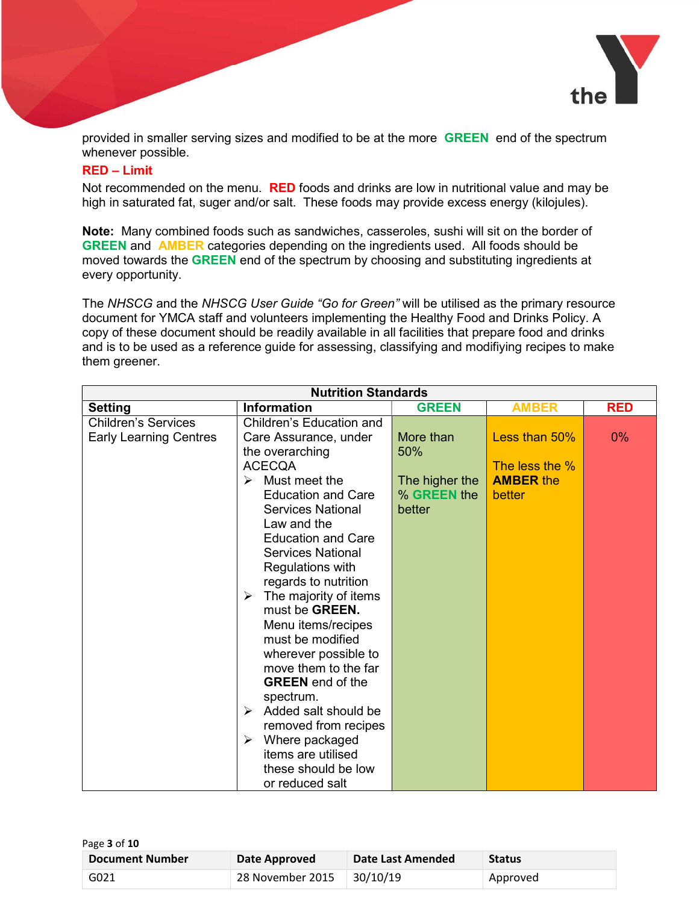provided in smaller serving sizes and modified to be at the more **GREEN** end of the spectrum whenever possible.

**RED – Limit**

Not recommended on the menu. **RED** foods and drinks are low in nutritional value and may be high in saturated fat, suger and/or salt. These foods may provide excess energy (kilojules).

**Note:** Many combined foods such as sandwiches, casseroles, sushi will sit on the border of **GREEN** and **AMBER** categories depending on the ingredients used. All foods should be moved towards the **GREEN** end of the spectrum by choosing and substituting ingredients at every opportunity.

The *NHSCG* and the *NHSCG User Guide "Go for Green"* will be utilised as the primary resource document for YMCA staff and volunteers implementing the Healthy Food and Drinks Policy. A copy of these document should be readily available in all facilities that prepare food and drinks and is to be used as a reference guide for assessing, classifying and modifiying recipes to make them greener.

| Nutrition Standards | | | | |
|---|---|---|---|---|
| **Setting** | **Information** | **GREEN** | **AMBER** | **RED** |
| Children's Services Early Learning Centres | Children's Education and Care Assurance, under the overarching ACECQA<br>➢ Must meet the Education and Care Services National Law and the Education and Care Services National Regulations with regards to nutrition<br>➢ The majority of items must be **GREEN.** Menu items/recipes must be modified wherever possible to move them to the far **GREEN** end of the spectrum.<br>➢ Added salt should be removed from recipes<br>➢ Where packaged items are utilised these should be low or reduced salt | More than 50%<br><br>The higher the % **GREEN** the better | Less than 50%<br><br>The less the % **AMBER** the better | 0% |

| Document Number | Date Approved | Date Last Amended | Status |
|---|---|---|---|
| G021 | 28 November 2015 | 30/10/19 | Approved |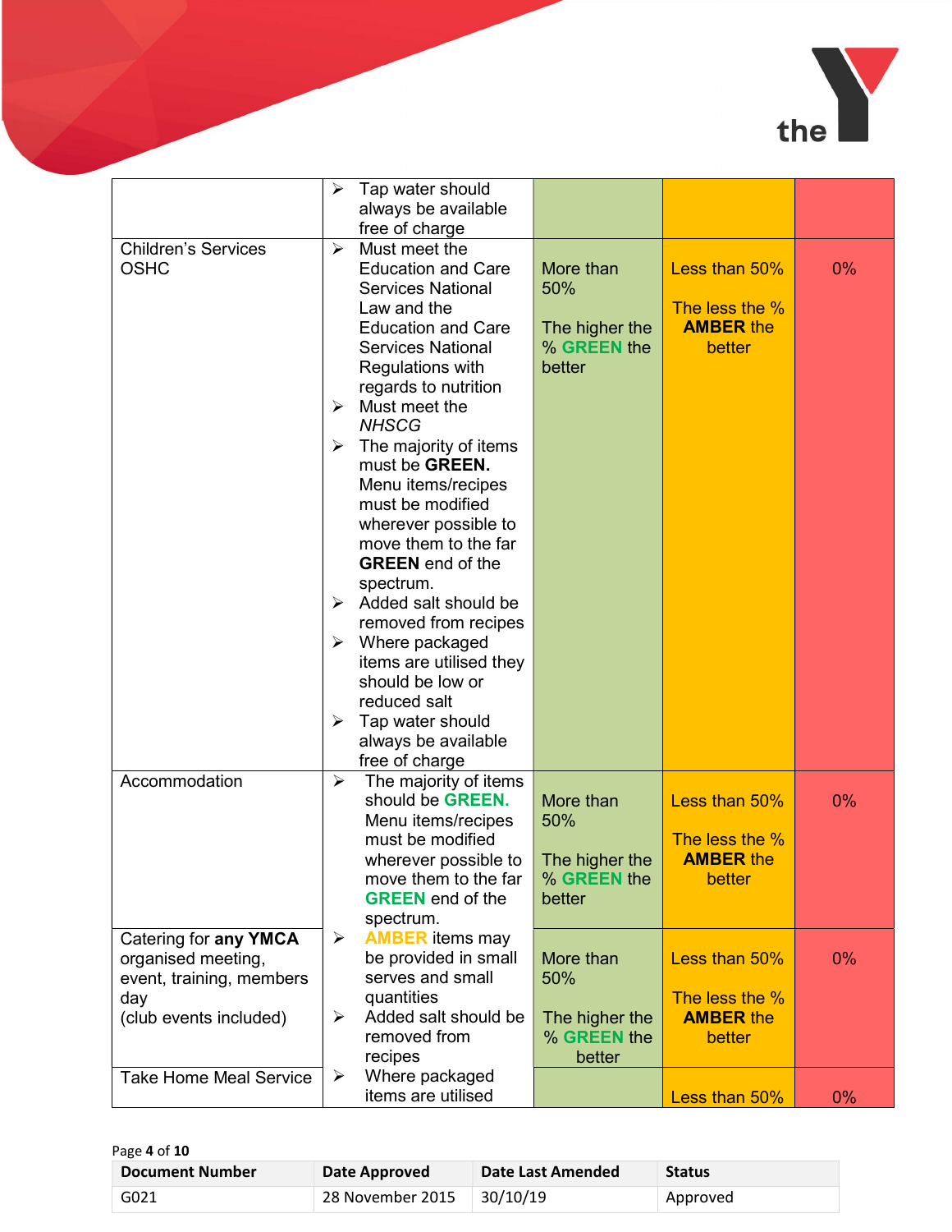| | | | | |
|---|---|---|---|---|
| | ➢ Tap water should always be available free of charge | | | |
| Children's Services OSHC | ➢ Must meet the Education and Care Services National Law and the Education and Care Services National Regulations with regards to nutrition<br>➢ Must meet the *NHSCG*<br>➢ The majority of items must be **GREEN.** Menu items/recipes must be modified wherever possible to move them to the far **GREEN** end of the spectrum.<br>➢ Added salt should be removed from recipes<br>➢ Where packaged items are utilised they should be low or reduced salt<br>➢ Tap water should always be available free of charge | More than 50%<br><br>The higher the % **GREEN** the better | Less than 50%<br><br>The less the % **AMBER** the better | 0% |
| Accommodation | ➢ The majority of items should be **GREEN.** Menu items/recipes must be modified wherever possible to move them to the far **GREEN** end of the spectrum. | More than 50%<br><br>The higher the % **GREEN** the better | Less than 50%<br><br>The less the % **AMBER** the better | 0% |
| Catering for **any YMCA** organised meeting, event, training, members day<br>(club events included) | ➢ **AMBER** items may be provided in small serves and small quantities<br>➢ Added salt should be removed from recipes | More than 50%<br><br>The higher the % **GREEN** the better | Less than 50%<br><br>The less the % **AMBER** the better | 0% |
| Take Home Meal Service | ➢ Where packaged items are utilised | | Less than 50% | 0% |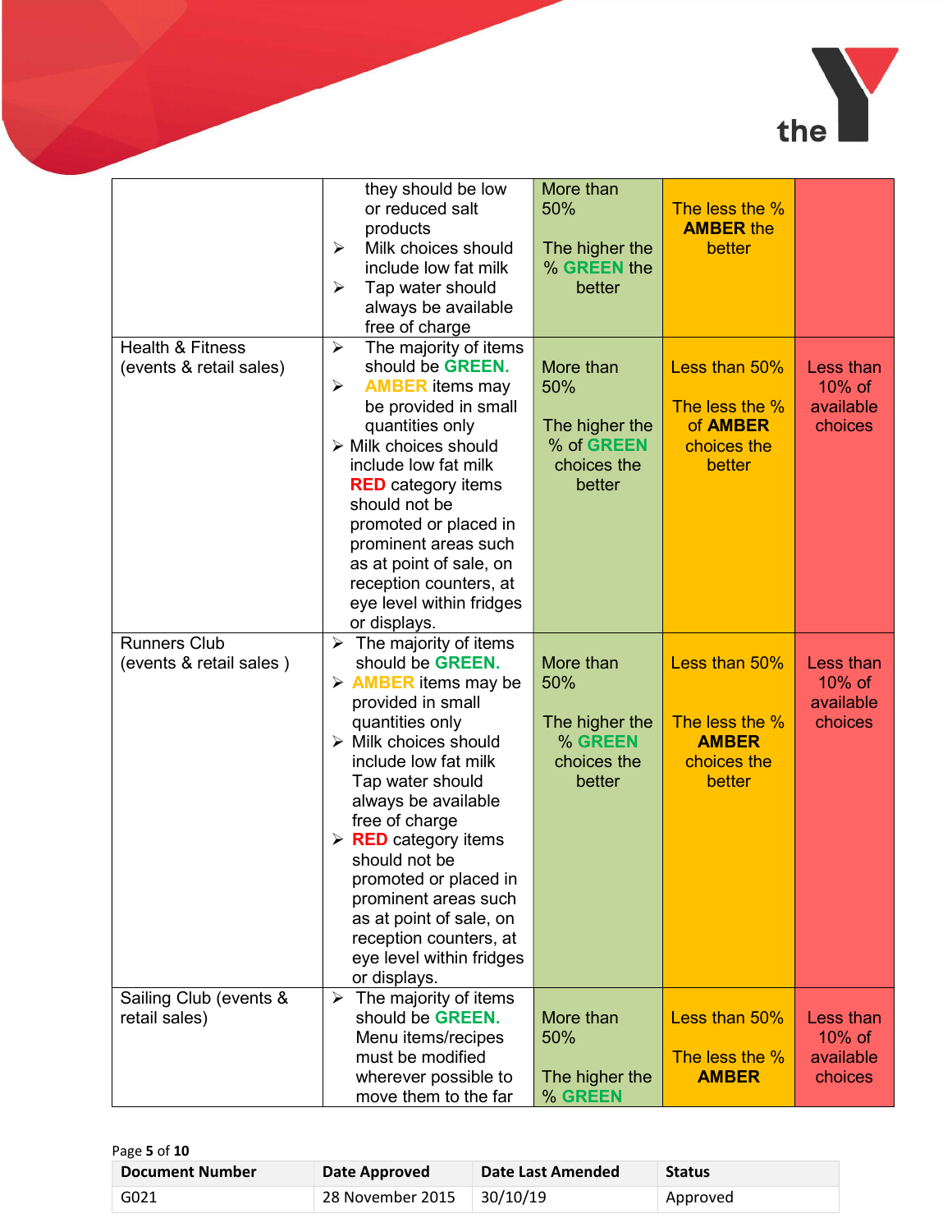| | | | | |
|---|---|---|---|---|
| | they should be low or reduced salt products<br>➢ Milk choices should include low fat milk<br>➢ Tap water should always be available free of charge | More than 50%<br><br>The higher the % **GREEN** the better | The less the % **AMBER** the better | |
| Health & Fitness (events & retail sales) | ➢ The majority of items should be **GREEN.**<br>➢ **AMBER** items may be provided in small quantities only<br>➢ Milk choices should include low fat milk<br>**RED** category items should not be promoted or placed in prominent areas such as at point of sale, on reception counters, at eye level within fridges or displays. | More than 50%<br><br>The higher the % of **GREEN** choices the better | Less than 50%<br><br>The less the % of **AMBER** choices the better | Less than 10% of available choices |
| Runners Club (events & retail sales ) | ➢ The majority of items should be **GREEN.**<br>➢ **AMBER** items may be provided in small quantities only<br>➢ Milk choices should include low fat milk Tap water should always be available free of charge<br>➢ **RED** category items should not be promoted or placed in prominent areas such as at point of sale, on reception counters, at eye level within fridges or displays. | More than 50%<br><br>The higher the % **GREEN** choices the better | Less than 50%<br><br>The less the % **AMBER** choices the better | Less than 10% of available choices |
| Sailing Club (events & retail sales) | ➢ The majority of items should be **GREEN.** Menu items/recipes must be modified wherever possible to move them to the far | More than 50%<br><br>The higher the % **GREEN** | Less than 50%<br><br>The less the % **AMBER** | Less than 10% of available choices |

| Document Number | Date Approved | Date Last Amended | Status |
|---|---|---|---|
| G021 | 28 November 2015 | 30/10/19 | Approved |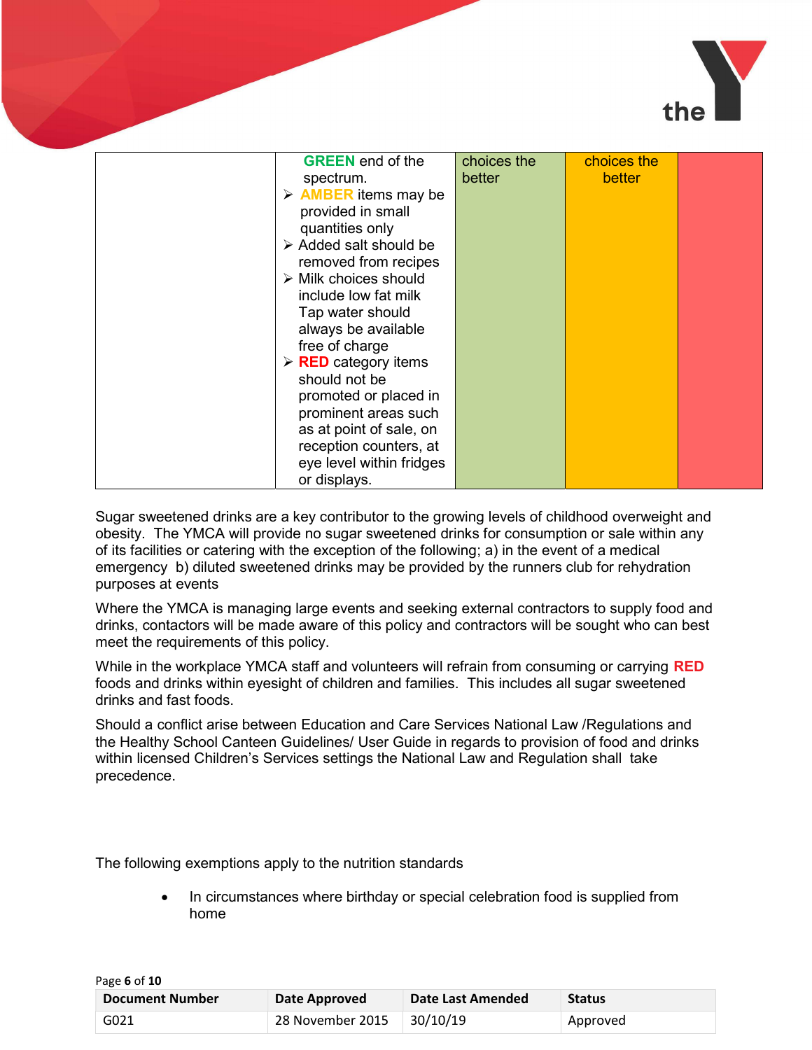| | | | | |
|---|---|---|---|---|
| | GREEN end of the spectrum. <br>➢ AMBER items may be provided in small quantities only <br>➢ Added salt should be removed from recipes <br>➢ Milk choices should include low fat milk Tap water should always be available free of charge <br>➢ RED category items should not be promoted or placed in prominent areas such as at point of sale, on reception counters, at eye level within fridges or displays. | choices the better | choices the better | |

Sugar sweetened drinks are a key contributor to the growing levels of childhood overweight and obesity. The YMCA will provide no sugar sweetened drinks for consumption or sale within any of its facilities or catering with the exception of the following; a) in the event of a medical emergency b) diluted sweetened drinks may be provided by the runners club for rehydration purposes at events

Where the YMCA is managing large events and seeking external contractors to supply food and drinks, contactors will be made aware of this policy and contractors will be sought who can best meet the requirements of this policy.

While in the workplace YMCA staff and volunteers will refrain from consuming or carrying **RED** foods and drinks within eyesight of children and families. This includes all sugar sweetened drinks and fast foods.

Should a conflict arise between Education and Care Services National Law /Regulations and the Healthy School Canteen Guidelines/ User Guide in regards to provision of food and drinks within licensed Children's Services settings the National Law and Regulation shall take precedence.

The following exemptions apply to the nutrition standards

- In circumstances where birthday or special celebration food is supplied from home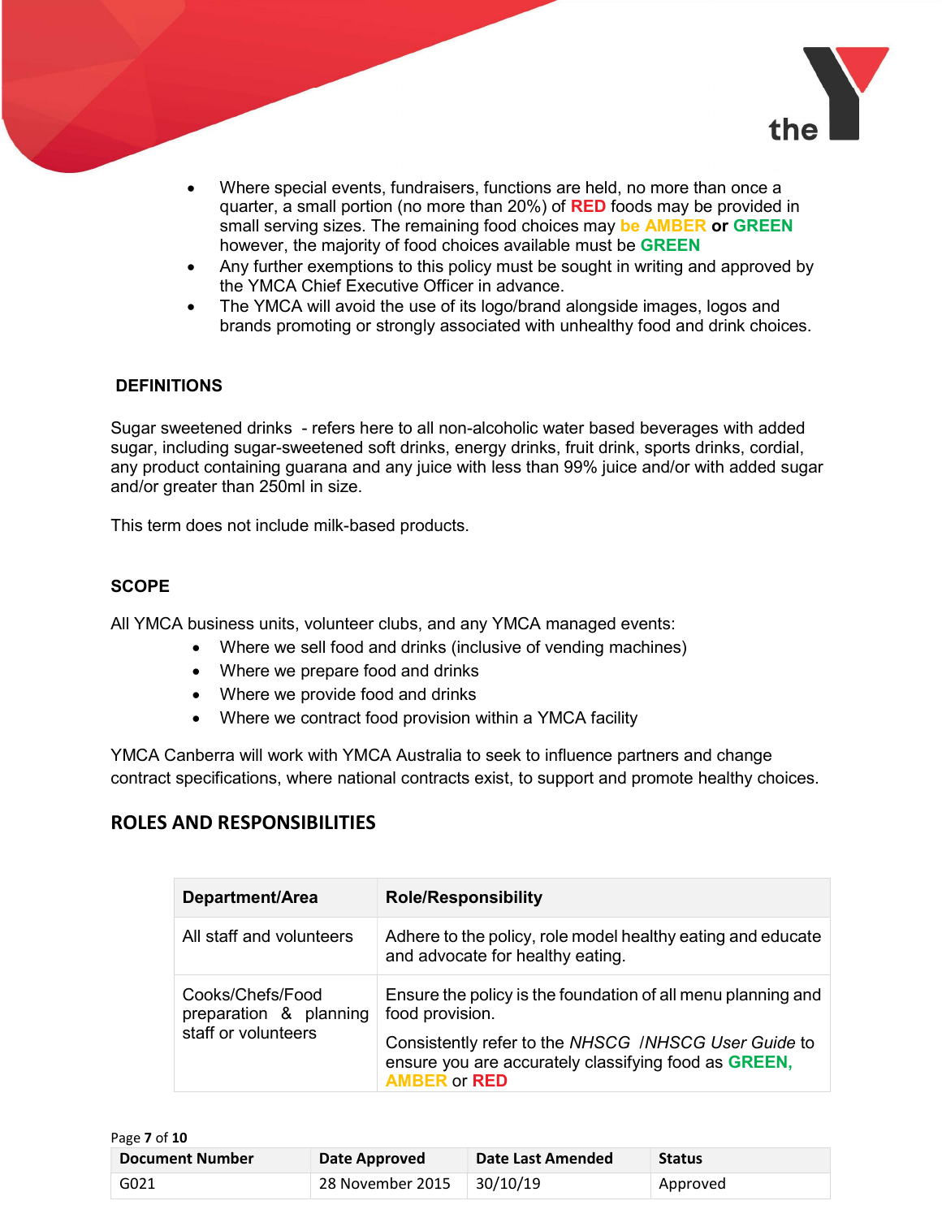- Where special events, fundraisers, functions are held, no more than once a quarter, a small portion (no more than 20%) of **RED** foods may be provided in small serving sizes. The remaining food choices may **be AMBER or GREEN** however, the majority of food choices available must be **GREEN**
- Any further exemptions to this policy must be sought in writing and approved by the YMCA Chief Executive Officer in advance.
- The YMCA will avoid the use of its logo/brand alongside images, logos and brands promoting or strongly associated with unhealthy food and drink choices.

### DEFINITIONS

Sugar sweetened drinks - refers here to all non-alcoholic water based beverages with added sugar, including sugar-sweetened soft drinks, energy drinks, fruit drink, sports drinks, cordial, any product containing guarana and any juice with less than 99% juice and/or with added sugar and/or greater than 250ml in size.

This term does not include milk-based products.

### SCOPE

All YMCA business units, volunteer clubs, and any YMCA managed events:

- Where we sell food and drinks (inclusive of vending machines)
- Where we prepare food and drinks
- Where we provide food and drinks
- Where we contract food provision within a YMCA facility

YMCA Canberra will work with YMCA Australia to seek to influence partners and change contract specifications, where national contracts exist, to support and promote healthy choices.

## ROLES AND RESPONSIBILITIES

| Department/Area | Role/Responsibility |
|---|---|
| All staff and volunteers | Adhere to the policy, role model healthy eating and educate and advocate for healthy eating. |
| Cooks/Chefs/Food preparation & planning staff or volunteers | Ensure the policy is the foundation of all menu planning and food provision.<br><br>Consistently refer to the *NHSCG /NHSCG User Guide* to ensure you are accurately classifying food as **GREEN, AMBER** or **RED** |

| Document Number | Date Approved | Date Last Amended | Status |
|---|---|---|---|
| G021 | 28 November 2015 | 30/10/19 | Approved |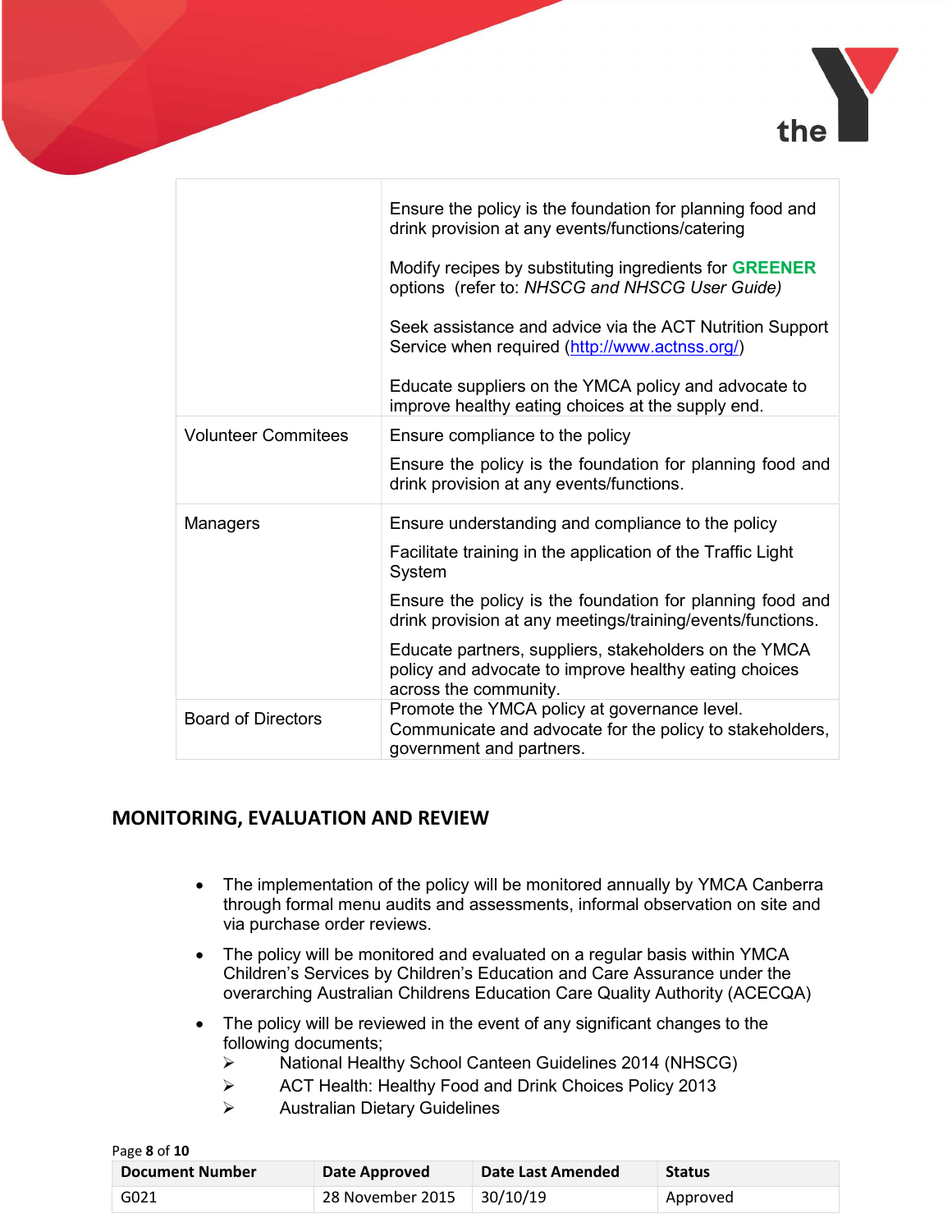| | |
|---|---|
| | Ensure the policy is the foundation for planning food and drink provision at any events/functions/catering<br><br>Modify recipes by substituting ingredients for **GREENER** options (refer to: *NHSCG and NHSCG User Guide)*<br><br>Seek assistance and advice via the ACT Nutrition Support Service when required (http://www.actnss.org/)<br><br>Educate suppliers on the YMCA policy and advocate to improve healthy eating choices at the supply end. |
| Volunteer Commitees | Ensure compliance to the policy<br><br>Ensure the policy is the foundation for planning food and drink provision at any events/functions. |
| Managers | Ensure understanding and compliance to the policy<br><br>Facilitate training in the application of the Traffic Light System<br><br>Ensure the policy is the foundation for planning food and drink provision at any meetings/training/events/functions.<br><br>Educate partners, suppliers, stakeholders on the YMCA policy and advocate to improve healthy eating choices across the community. |
| Board of Directors | Promote the YMCA policy at governance level. Communicate and advocate for the policy to stakeholders, government and partners. |

## MONITORING, EVALUATION AND REVIEW

- The implementation of the policy will be monitored annually by YMCA Canberra through formal menu audits and assessments, informal observation on site and via purchase order reviews.
- The policy will be monitored and evaluated on a regular basis within YMCA Children's Services by Children's Education and Care Assurance under the overarching Australian Childrens Education Care Quality Authority (ACECQA)
- The policy will be reviewed in the event of any significant changes to the following documents;
  - National Healthy School Canteen Guidelines 2014 (NHSCG)
  - ACT Health: Healthy Food and Drink Choices Policy 2013
  - Australian Dietary Guidelines

| Document Number | Date Approved | Date Last Amended | Status |
|---|---|---|---|
| G021 | 28 November 2015 | 30/10/19 | Approved |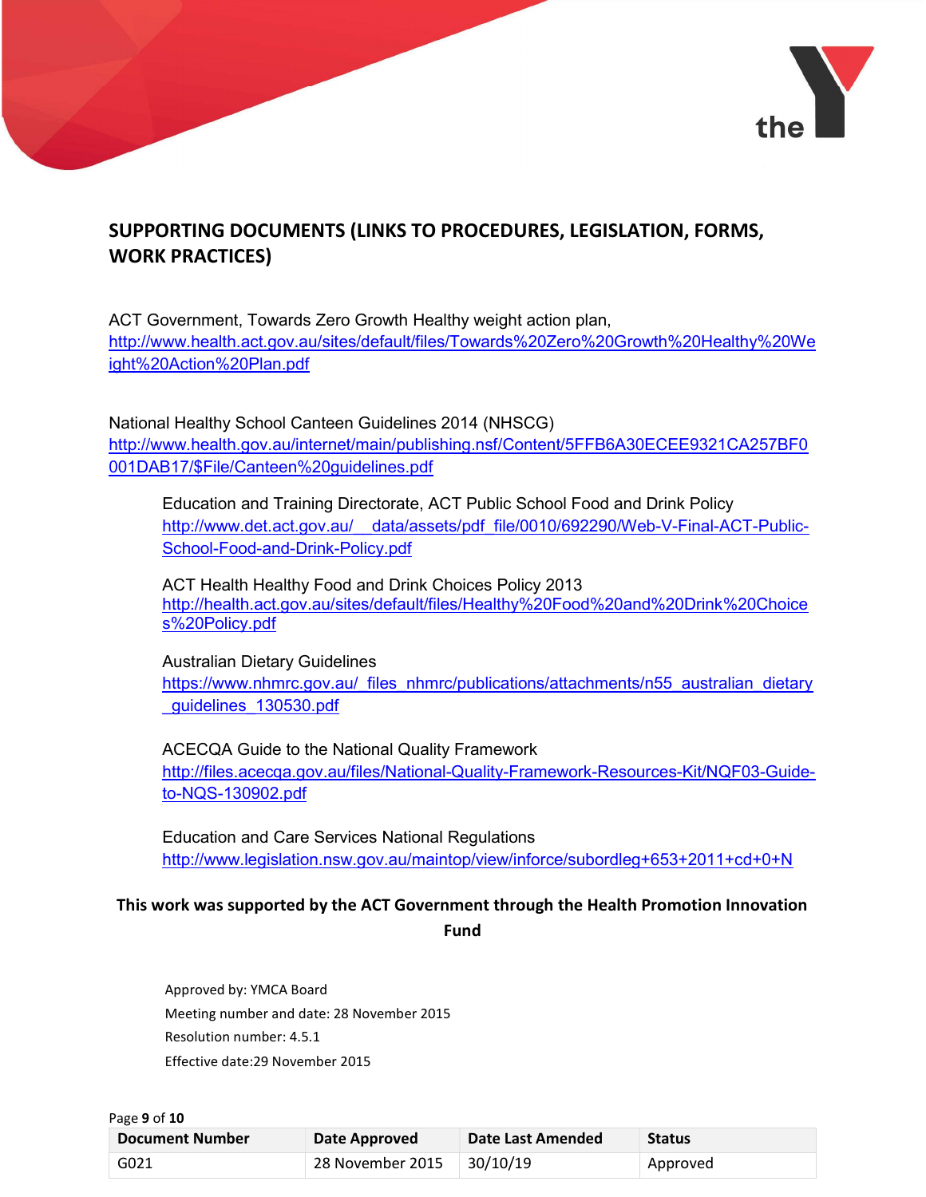## SUPPORTING DOCUMENTS (LINKS TO PROCEDURES, LEGISLATION, FORMS, WORK PRACTICES)

ACT Government, Towards Zero Growth Healthy weight action plan, http://www.health.act.gov.au/sites/default/files/Towards%20Zero%20Growth%20Healthy%20Weight%20Action%20Plan.pdf

National Healthy School Canteen Guidelines 2014 (NHSCG) http://www.health.gov.au/internet/main/publishing.nsf/Content/5FFB6A30ECEE9321CA257BF0001DAB17/$File/Canteen%20guidelines.pdf

Education and Training Directorate, ACT Public School Food and Drink Policy http://www.det.act.gov.au/__data/assets/pdf_file/0010/692290/Web-V-Final-ACT-Public-School-Food-and-Drink-Policy.pdf

ACT Health Healthy Food and Drink Choices Policy 2013 http://health.act.gov.au/sites/default/files/Healthy%20Food%20and%20Drink%20Choices%20Policy.pdf

Australian Dietary Guidelines https://www.nhmrc.gov.au/_files_nhmrc/publications/attachments/n55_australian_dietary_guidelines_130530.pdf

ACECQA Guide to the National Quality Framework http://files.acecqa.gov.au/files/National-Quality-Framework-Resources-Kit/NQF03-Guide-to-NQS-130902.pdf

Education and Care Services National Regulations http://www.legislation.nsw.gov.au/maintop/view/inforce/subordleg+653+2011+cd+0+N

**This work was supported by the ACT Government through the Health Promotion Innovation Fund**

Approved by: YMCA Board
Meeting number and date: 28 November 2015
Resolution number: 4.5.1
Effective date:29 November 2015

| Document Number | Date Approved | Date Last Amended | Status |
|---|---|---|---|
| G021 | 28 November 2015 | 30/10/19 | Approved |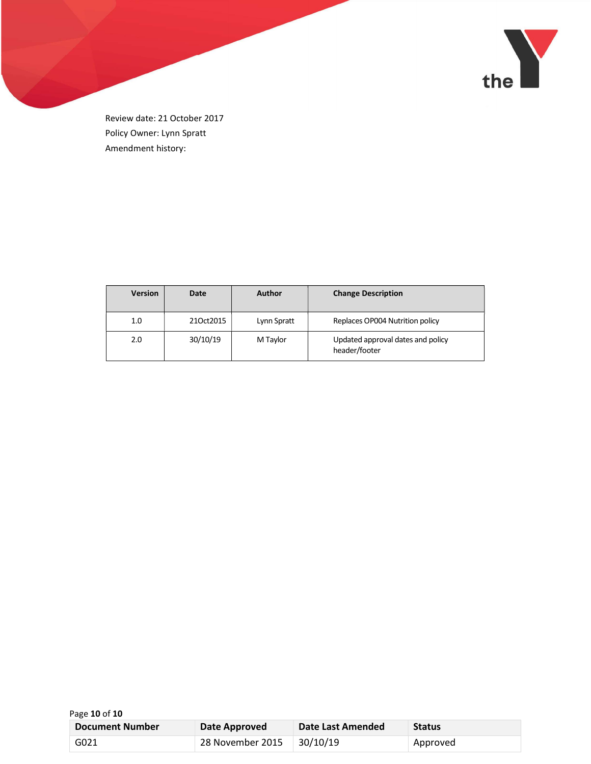Review date: 21 October 2017

Policy Owner: Lynn Spratt

Amendment history:

| Version | Date | Author | Change Description |
| --- | --- | --- | --- |
| 1.0 | 21Oct2015 | Lynn Spratt | Replaces OP004 Nutrition policy |
| 2.0 | 30/10/19 | M Taylor | Updated approval dates and policy header/footer |